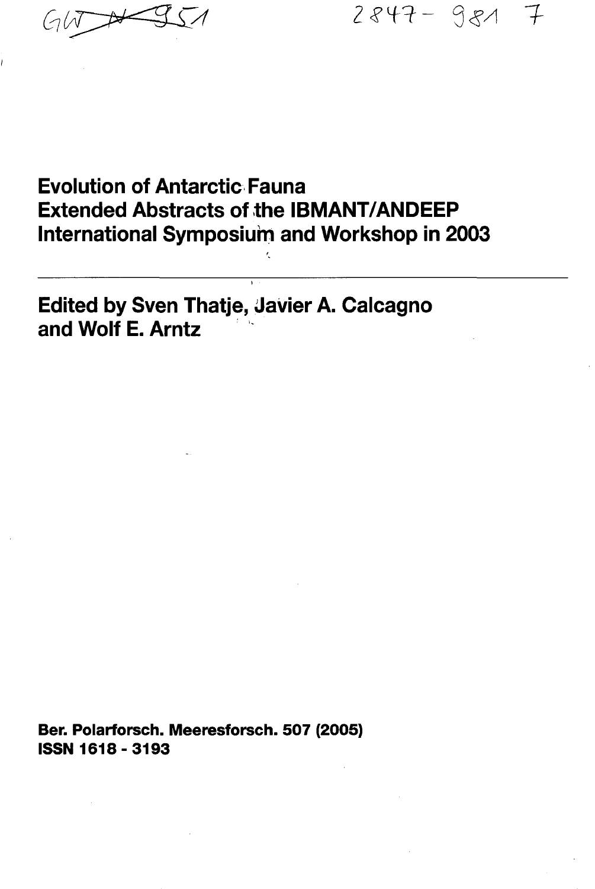GW N 951

2847 - 981 7

# Evolution of Antarctic Fauna
# Extended Abstracts of the IBMANT/ANDEEP International Symposium and Workshop in 2003

## Edited by Sven Thatje, Javier A. Calcagno and Wolf E. Arntz

**Ber. Polarforsch. Meeresforsch. 507 (2005)**
**ISSN 1618 - 3193**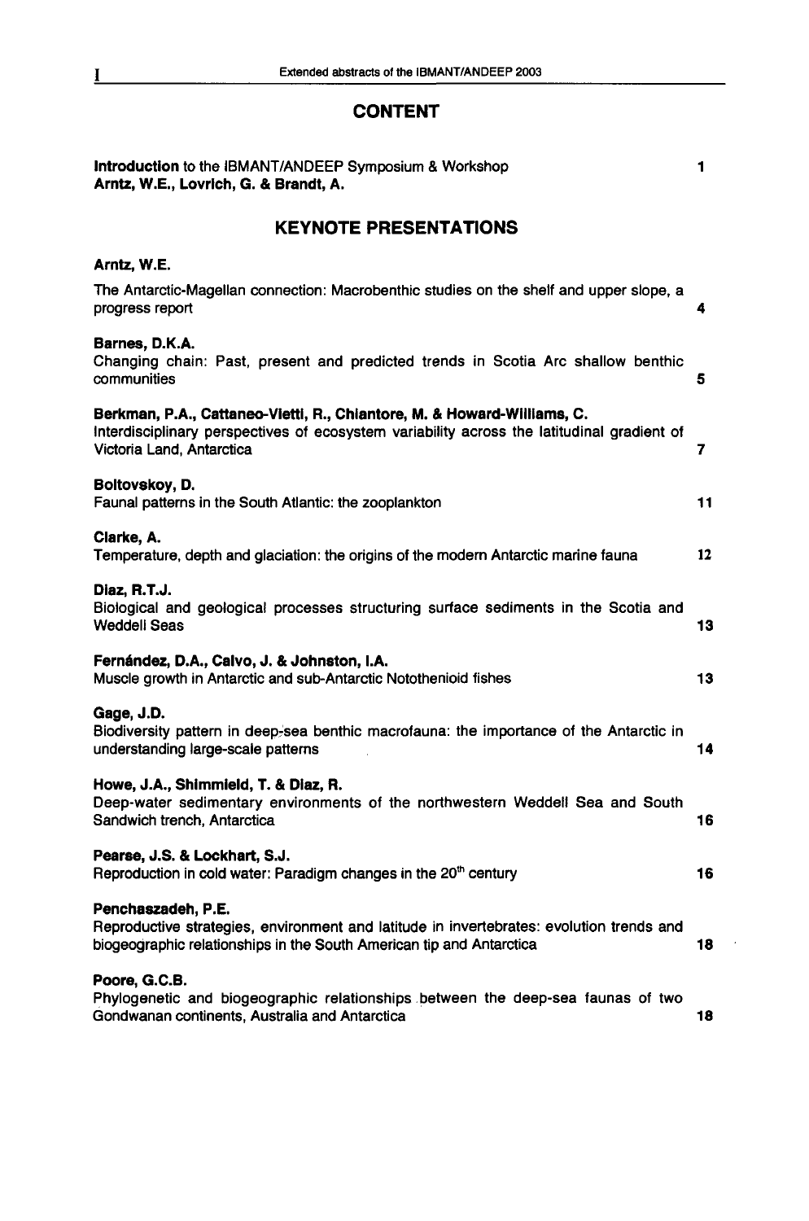## CONTENT

**Introduction** to the IBMANT/ANDEEP Symposium & Workshop 1
**Arntz, W.E., Lovrich, G. & Brandt, A.**

## KEYNOTE PRESENTATIONS

**Arntz, W.E.**
The Antarctic-Magellan connection: Macrobenthic studies on the shelf and upper slope, a progress report 4

**Barnes, D.K.A.**
Changing chain: Past, present and predicted trends in Scotia Arc shallow benthic communities 5

**Berkman, P.A., Cattaneo-Vietti, R., Chiantore, M. & Howard-Williams, C.**
Interdisciplinary perspectives of ecosystem variability across the latitudinal gradient of Victoria Land, Antarctica 7

**Boltovskoy, D.**
Faunal patterns in the South Atlantic: the zooplankton 11

**Clarke, A.**
Temperature, depth and glaciation: the origins of the modern Antarctic marine fauna 12

**Diaz, R.T.J.**
Biological and geological processes structuring surface sediments in the Scotia and Weddell Seas 13

**Fernández, D.A., Calvo, J. & Johnston, I.A.**
Muscle growth in Antarctic and sub-Antarctic Notothenioid fishes 13

**Gage, J.D.**
Biodiversity pattern in deep-sea benthic macrofauna: the importance of the Antarctic in understanding large-scale patterns 14

**Howe, J.A., Shimmield, T. & Diaz, R.**
Deep-water sedimentary environments of the northwestern Weddell Sea and South Sandwich trench, Antarctica 16

**Pearse, J.S. & Lockhart, S.J.**
Reproduction in cold water: Paradigm changes in the 20th century 16

**Penchaszadeh, P.E.**
Reproductive strategies, environment and latitude in invertebrates: evolution trends and biogeographic relationships in the South American tip and Antarctica 18

**Poore, G.C.B.**
Phylogenetic and biogeographic relationships between the deep-sea faunas of two Gondwanan continents, Australia and Antarctica 18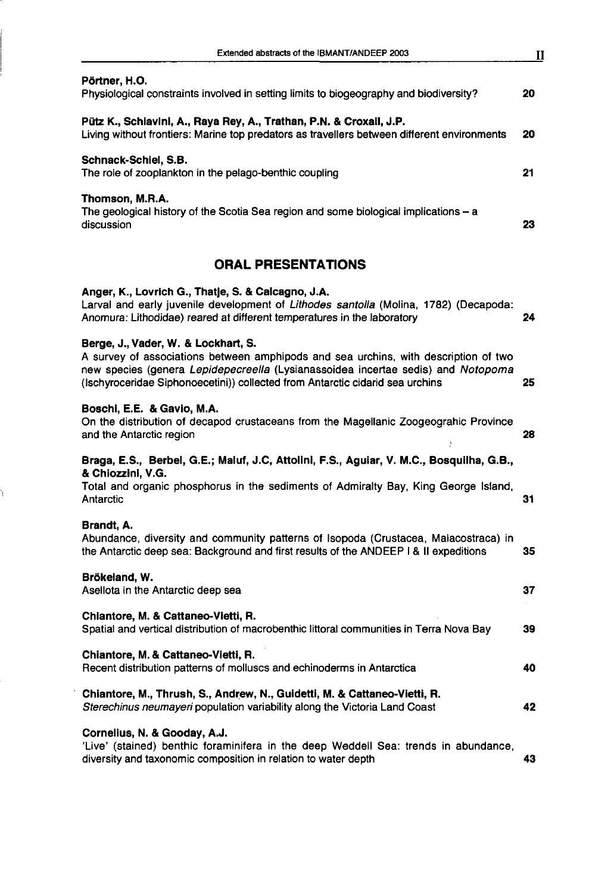**Pörtner, H.O.**
Physiological constraints involved in setting limits to biogeography and biodiversity? 20

**Pütz K., Schiavini, A., Raya Rey, A., Trathan, P.N. & Croxall, J.P.**
Living without frontiers: Marine top predators as travellers between different environments 20

**Schnack-Schiel, S.B.**
The role of zooplankton in the pelago-benthic coupling 21

**Thomson, M.R.A.**
The geological history of the Scotia Sea region and some biological implications – a discussion 23

## ORAL PRESENTATIONS

**Anger, K., Lovrich G., Thatje, S. & Calcagno, J.A.**
Larval and early juvenile development of *Lithodes santolla* (Molina, 1782) (Decapoda: Anomura: Lithodidae) reared at different temperatures in the laboratory 24

**Berge, J., Vader, W. & Lockhart, S.**
A survey of associations between amphipods and sea urchins, with description of two new species (genera *Lepidepecreella* (Lysianassoidea incertae sedis) and *Notopoma* (Ischyroceridae Siphonoecetini)) collected from Antarctic cidarid sea urchins 25

**Boschi, E.E. & Gavio, M.A.**
On the distribution of decapod crustaceans from the Magellanic Zoogeograhic Province and the Antarctic region 28

**Braga, E.S., Berbel, G.E.; Maluf, J.C, Attolini, F.S., Aguiar, V. M.C., Bosquilha, G.B., & Chiozzini, V.G.**
Total and organic phosphorus in the sediments of Admiralty Bay, King George Island, Antarctic 31

**Brandt, A.**
Abundance, diversity and community patterns of Isopoda (Crustacea, Malacostraca) in the Antarctic deep sea: Background and first results of the ANDEEP I & II expeditions 35

**Brökeland, W.**
Asellota in the Antarctic deep sea 37

**Chiantore, M. & Cattaneo-Vietti, R.**
Spatial and vertical distribution of macrobenthic littoral communities in Terra Nova Bay 39

**Chiantore, M. & Cattaneo-Vietti, R.**
Recent distribution patterns of molluscs and echinoderms in Antarctica 40

**Chiantore, M., Thrush, S., Andrew, N., Guidetti, M. & Cattaneo-Vietti, R.**
*Sterechinus neumayeri* population variability along the Victoria Land Coast 42

**Cornelius, N. & Gooday, A.J.**
'Live' (stained) benthic foraminifera in the deep Weddell Sea: trends in abundance, diversity and taxonomic composition in relation to water depth 43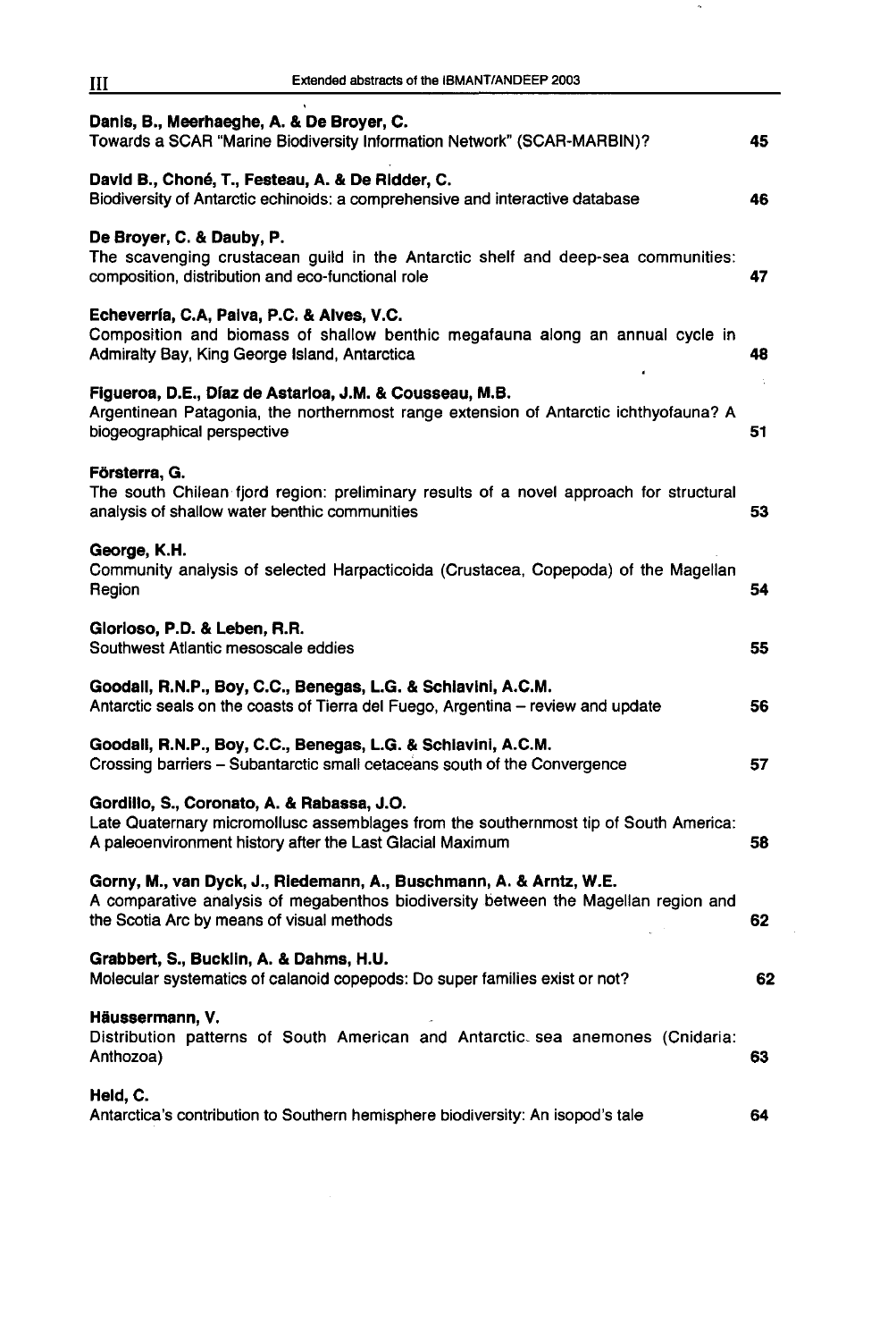**Danis, B., Meerhaeghe, A. & De Broyer, C.**
Towards a SCAR "Marine Biodiversity Information Network" (SCAR-MARBIN)? 45

**David B., Chené, T., Festeau, A. & De Ridder, C.**
Biodiversity of Antarctic echinoids: a comprehensive and interactive database 46

**De Broyer, C. & Dauby, P.**
The scavenging crustacean guild in the Antarctic shelf and deep-sea communities: composition, distribution and eco-functional role 47

**Echeverría, C.A, Paiva, P.C. & Alves, V.C.**
Composition and biomass of shallow benthic megafauna along an annual cycle in Admiralty Bay, King George Island, Antarctica 48

**Figueroa, D.E., Díaz de Astarloa, J.M. & Cousseau, M.B.**
Argentinean Patagonia, the northernmost range extension of Antarctic ichthyofauna? A biogeographical perspective 51

**Försterra, G.**
The south Chilean fjord region: preliminary results of a novel approach for structural analysis of shallow water benthic communities 53

**George, K.H.**
Community analysis of selected Harpacticoida (Crustacea, Copepoda) of the Magellan Region 54

**Glorioso, P.D. & Leben, R.R.**
Southwest Atlantic mesoscale eddies 55

**Goodall, R.N.P., Boy, C.C., Benegas, L.G. & Schiavini, A.C.M.**
Antarctic seals on the coasts of Tierra del Fuego, Argentina – review and update 56

**Goodall, R.N.P., Boy, C.C., Benegas, L.G. & Schiavini, A.C.M.**
Crossing barriers – Subantarctic small cetaceans south of the Convergence 57

**Gordillo, S., Coronato, A. & Rabassa, J.O.**
Late Quaternary micromollusc assemblages from the southernmost tip of South America: A paleoenvironment history after the Last Glacial Maximum 58

**Gorny, M., van Dyck, J., Riedemann, A., Buschmann, A. & Arntz, W.E.**
A comparative analysis of megabenthos biodiversity between the Magellan region and the Scotia Arc by means of visual methods 62

**Grabbert, S., Bucklin, A. & Dahms, H.U.**
Molecular systematics of calanoid copepods: Do super families exist or not? 62

**Häussermann, V.**
Distribution patterns of South American and Antarctic sea anemones (Cnidaria: Anthozoa) 63

**Held, C.**
Antarctica's contribution to Southern hemisphere biodiversity: An isopod's tale 64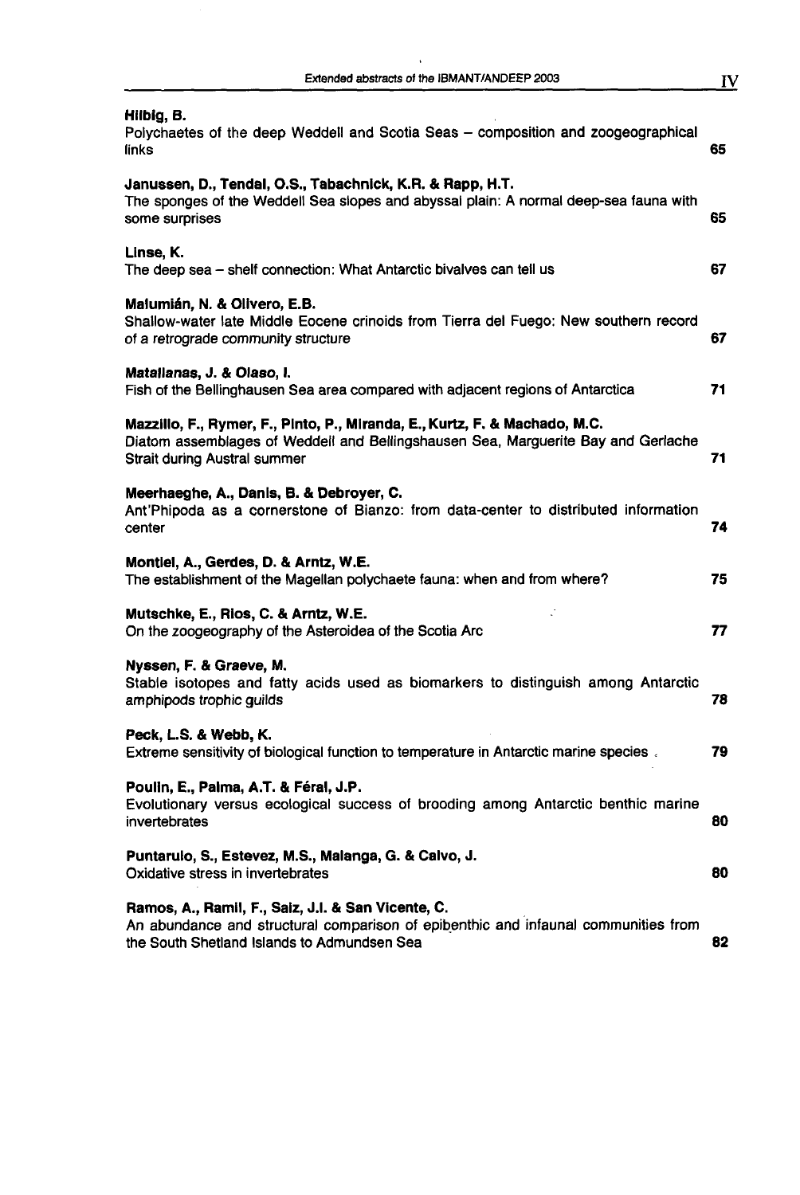**Hilbig, B.**
Polychaetes of the deep Weddell and Scotia Seas – composition and zoogeographical links 65

**Janussen, D., Tendal, O.S., Tabachnick, K.R. & Rapp, H.T.**
The sponges of the Weddell Sea slopes and abyssal plain: A normal deep-sea fauna with some surprises 65

**Linse, K.**
The deep sea – shelf connection: What Antarctic bivalves can tell us 67

**Malumián, N. & Olivero, E.B.**
Shallow-water late Middle Eocene crinoids from Tierra del Fuego: New southern record of a retrograde community structure 67

**Matallanas, J. & Olaso, I.**
Fish of the Bellinghausen Sea area compared with adjacent regions of Antarctica 71

**Mazzillo, F., Rymer, F., Pinto, P., Miranda, E., Kurtz, F. & Machado, M.C.**
Diatom assemblages of Weddell and Bellingshausen Sea, Marguerite Bay and Gerlache Strait during Austral summer 71

**Meerhaeghe, A., Danis, B. & Debroyer, C.**
Ant'Phipoda as a cornerstone of Bianzo: from data-center to distributed information center 74

**Montiel, A., Gerdes, D. & Arntz, W.E.**
The establishment of the Magellan polychaete fauna: when and from where? 75

**Mutschke, E., Rios, C. & Arntz, W.E.**
On the zoogeography of the Asteroidea of the Scotia Arc 77

**Nyssen, F. & Graeve, M.**
Stable isotopes and fatty acids used as biomarkers to distinguish among Antarctic amphipods trophic guilds 78

**Peck, L.S. & Webb, K.**
Extreme sensitivity of biological function to temperature in Antarctic marine species 79

**Poulin, E., Palma, A.T. & Féral, J.P.**
Evolutionary versus ecological success of brooding among Antarctic benthic marine invertebrates 80

**Puntarulo, S., Estevez, M.S., Malanga, G. & Calvo, J.**
Oxidative stress in invertebrates 80

**Ramos, A., Ramil, F., Saiz, J.I. & San Vicente, C.**
An abundance and structural comparison of epibenthic and infaunal communities from the South Shetland Islands to Admundsen Sea 82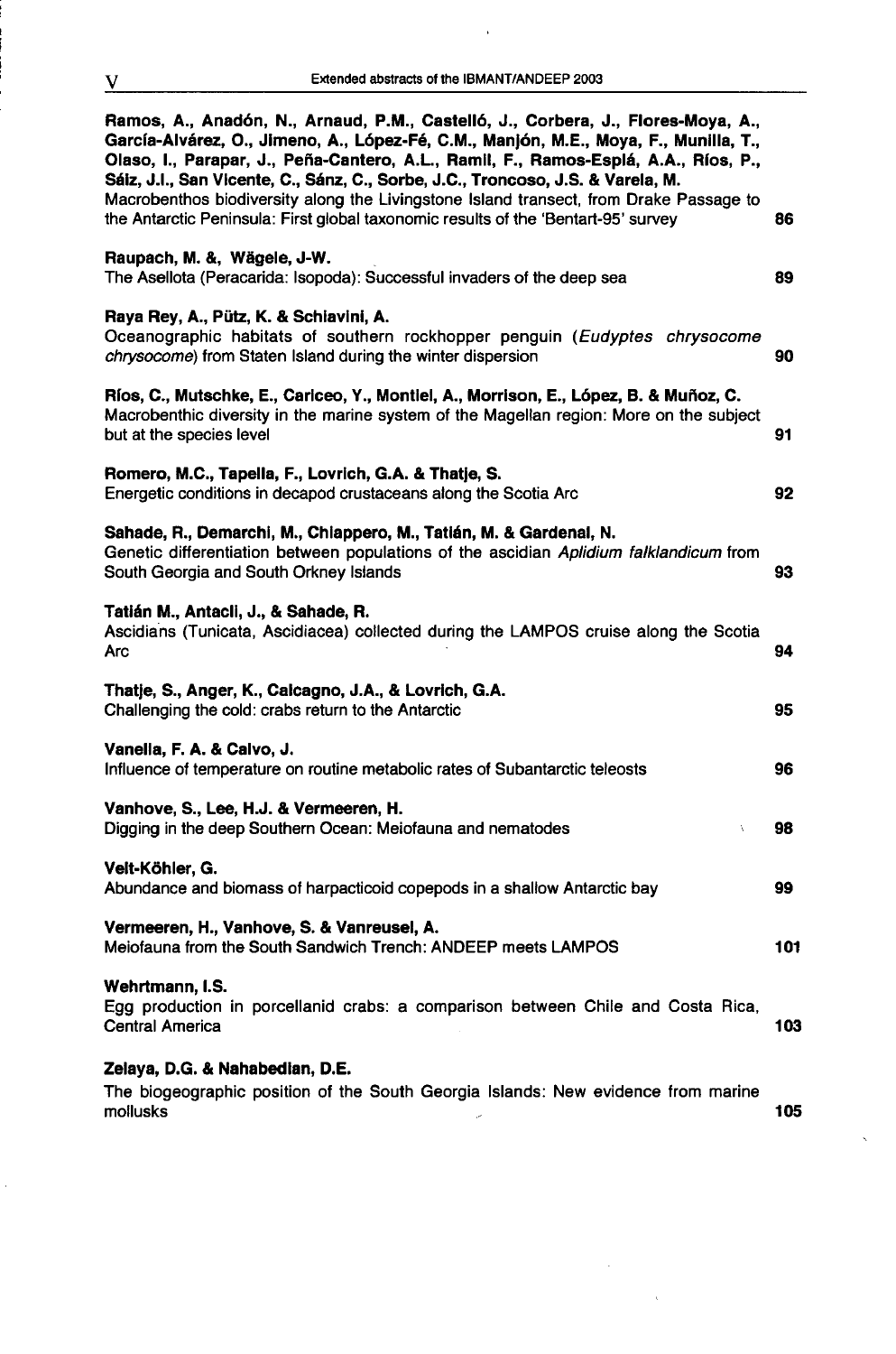**Ramos, A., Anadón, N., Arnaud, P.M., Castelló, J., Corbera, J., Flores-Moya, A., García-Alvárez, O., Jimeno, A., López-Fé, C.M., Manjón, M.E., Moya, F., Munilla, T., Olaso, I., Parapar, J., Peña-Cantero, A.L., Ramil, F., Ramos-Esplá, A.A., Ríos, P., Sáiz, J.I., San Vicente, C., Sánz, C., Sorbe, J.C., Troncoso, J.S. & Varela, M.**
Macrobenthos biodiversity along the Livingstone Island transect, from Drake Passage to the Antarctic Peninsula: First global taxonomic results of the 'Bentart-95' survey — 86

**Raupach, M. &, Wägele, J-W.**
The Asellota (Peracarida: Isopoda): Successful invaders of the deep sea — 89

**Raya Rey, A., Pütz, K. & Schiavini, A.**
Oceanographic habitats of southern rockhopper penguin (*Eudyptes chrysocome chrysocome*) from Staten Island during the winter dispersion — 90

**Ríos, C., Mutschke, E., Cariceo, Y., Montiel, A., Morrison, E., López, B. & Muñoz, C.**
Macrobenthic diversity in the marine system of the Magellan region: More on the subject but at the species level — 91

**Romero, M.C., Tapella, F., Lovrich, G.A. & Thatje, S.**
Energetic conditions in decapod crustaceans along the Scotia Arc — 92

**Sahade, R., Demarchi, M., Chiappero, M., Tatián, M. & Gardenal, N.**
Genetic differentiation between populations of the ascidian *Aplidium falklandicum* from South Georgia and South Orkney Islands — 93

**Tatián M., Antacli, J., & Sahade, R.**
Ascidians (Tunicata, Ascidiacea) collected during the LAMPOS cruise along the Scotia Arc — 94

**Thatje, S., Anger, K., Calcagno, J.A., & Lovrich, G.A.**
Challenging the cold: crabs return to the Antarctic — 95

**Vanella, F. A. & Calvo, J.**
Influence of temperature on routine metabolic rates of Subantarctic teleosts — 96

**Vanhove, S., Lee, H.J. & Vermeeren, H.**
Digging in the deep Southern Ocean: Meiofauna and nematodes — 98

**Veit-Köhler, G.**
Abundance and biomass of harpacticoid copepods in a shallow Antarctic bay — 99

**Vermeeren, H., Vanhove, S. & Vanreusel, A.**
Meiofauna from the South Sandwich Trench: ANDEEP meets LAMPOS — 101

**Wehrtmann, I.S.**
Egg production in porcellanid crabs: a comparison between Chile and Costa Rica, Central America — 103

**Zelaya, D.G. & Nahabedian, D.E.**
The biogeographic position of the South Georgia Islands: New evidence from marine mollusks — 105